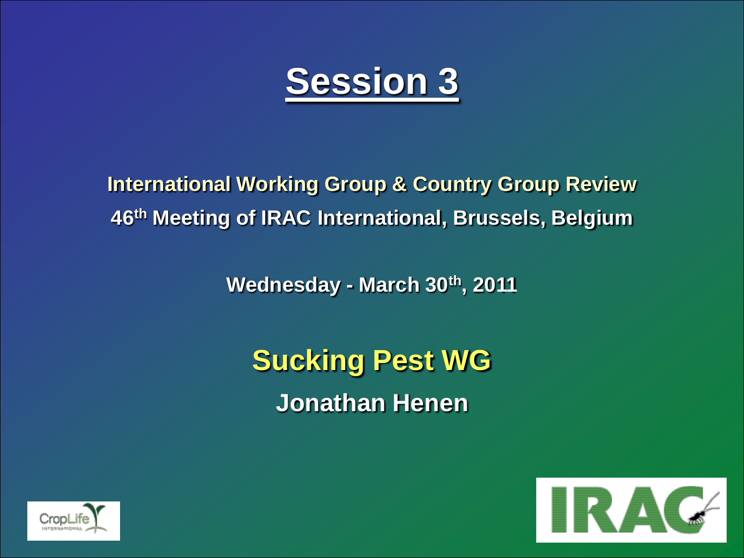# Session 3

**International Working Group & Country Group Review**

**46th Meeting of IRAC International, Brussels, Belgium**

**Wednesday - March 30th, 2011**

## Sucking Pest WG

**Jonathan Henen**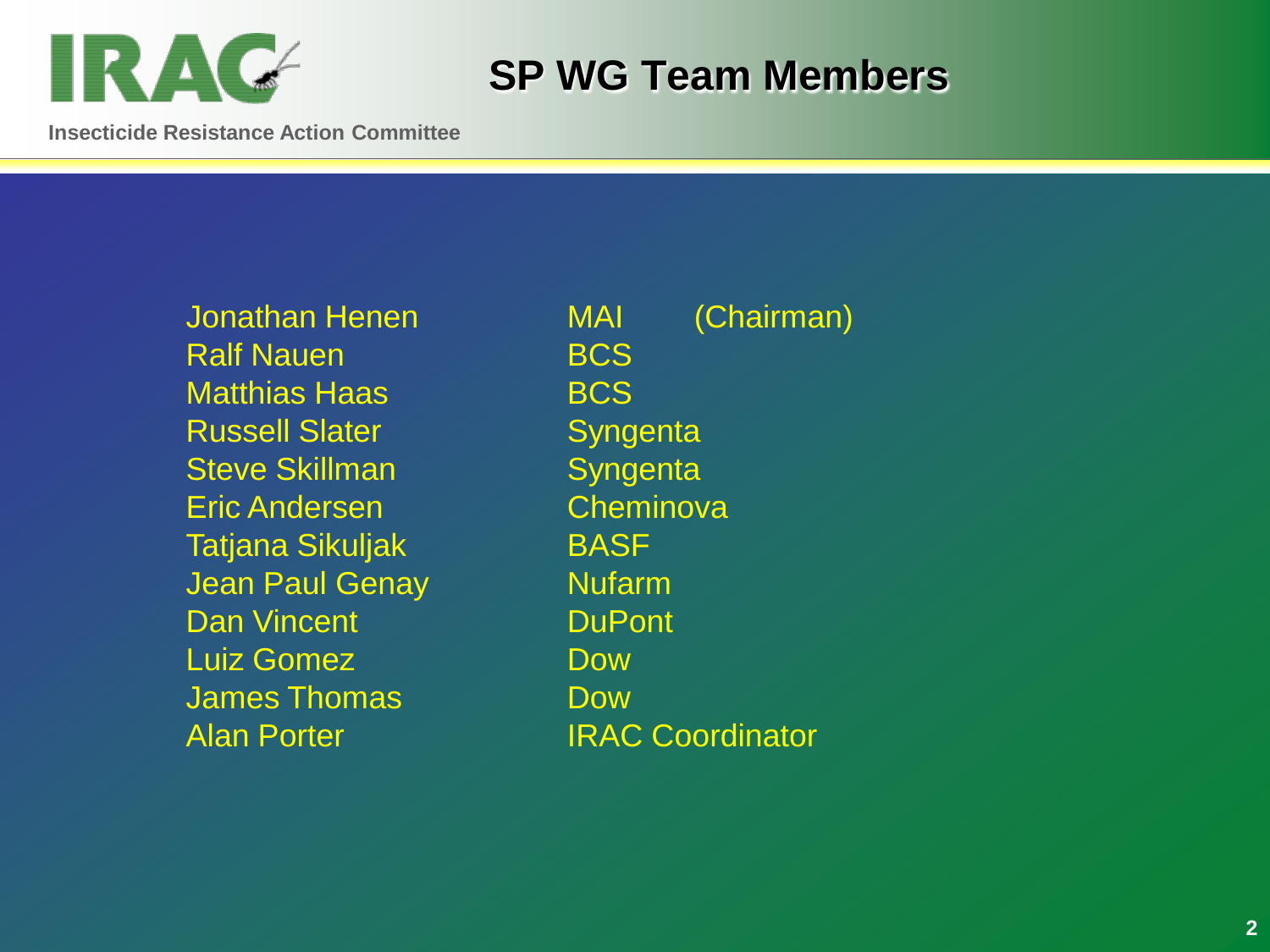# SP WG Team Members

Insecticide Resistance Action Committee

| Name | Company | |
| --- | --- | --- |
| Jonathan Henen | MAI | (Chairman) |
| Ralf Nauen | BCS | |
| Matthias Haas | BCS | |
| Russell Slater | Syngenta | |
| Steve Skillman | Syngenta | |
| Eric Andersen | Cheminova | |
| Tatjana Sikuljak | BASF | |
| Jean Paul Genay | Nufarm | |
| Dan Vincent | DuPont | |
| Luiz Gomez | Dow | |
| James Thomas | Dow | |
| Alan Porter | IRAC Coordinator | |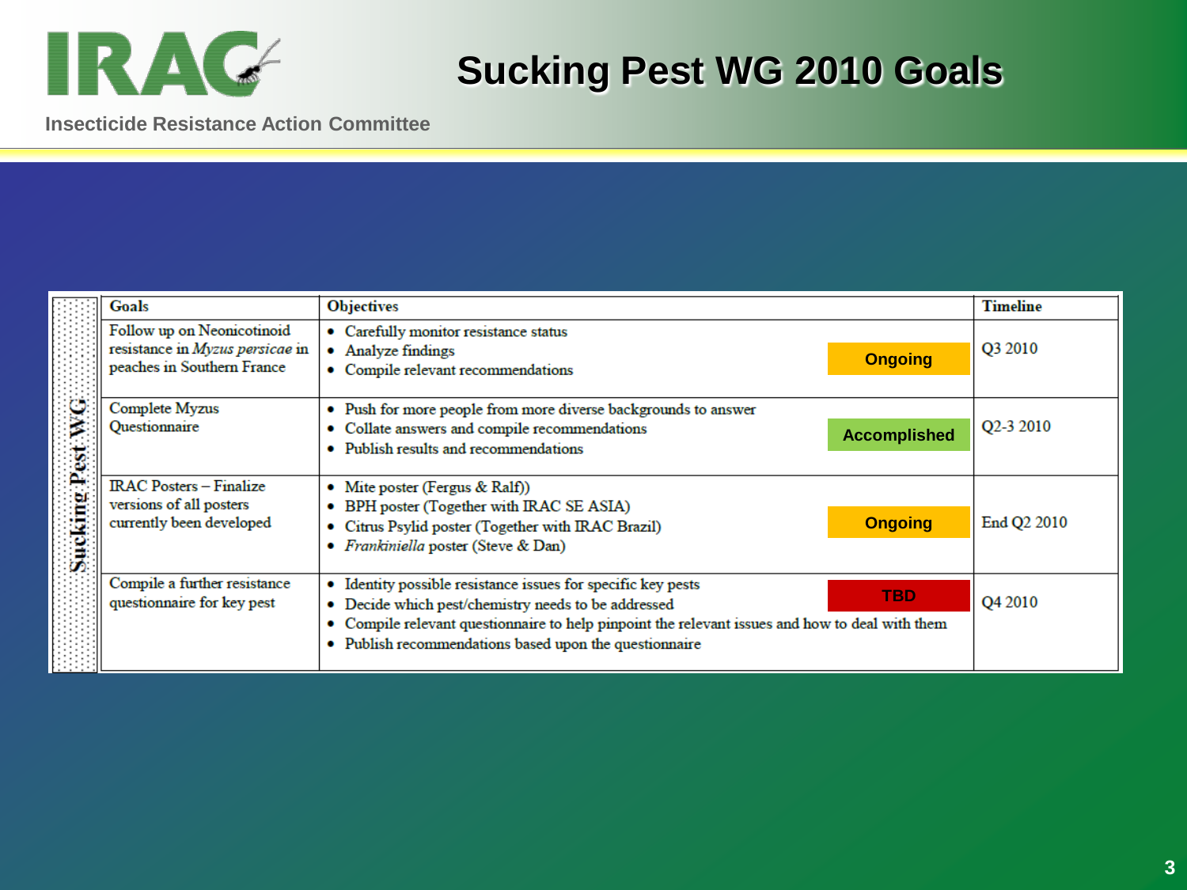IRAC

Insecticide Resistance Action Committee

# Sucking Pest WG 2010 Goals

| Sucking Pest WG | Goals | Objectives | Status | Timeline |
|---|---|---|---|---|
| | Follow up on Neonicotinoid resistance in *Myzus persicae* in peaches in Southern France | • Carefully monitor resistance status<br>• Analyze findings<br>• Compile relevant recommendations | Ongoing | Q3 2010 |
| | Complete Myzus Questionnaire | • Push for more people from more diverse backgrounds to answer<br>• Collate answers and compile recommendations<br>• Publish results and recommendations | Accomplished | Q2-3 2010 |
| | IRAC Posters – Finalize versions of all posters currently been developed | • Mite poster (Fergus & Ralf))<br>• BPH poster (Together with IRAC SE ASIA)<br>• Citrus Psylid poster (Together with IRAC Brazil)<br>• *Frankiniella* poster (Steve & Dan) | Ongoing | End Q2 2010 |
| | Compile a further resistance questionnaire for key pest | • Identity possible resistance issues for specific key pests<br>• Decide which pest/chemistry needs to be addressed<br>• Compile relevant questionnaire to help pinpoint the relevant issues and how to deal with them<br>• Publish recommendations based upon the questionnaire | TBD | Q4 2010 |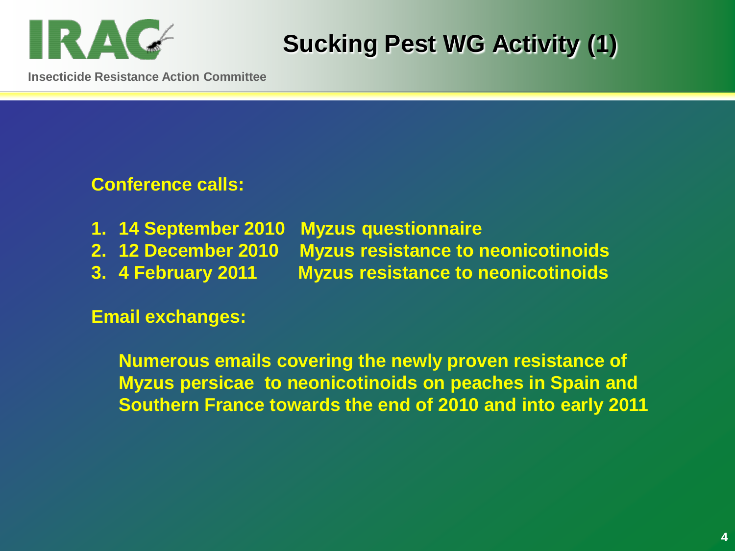# Sucking Pest WG Activity (1)

Insecticide Resistance Action Committee

**Conference calls:**

1. 14 September 2010 Myzus questionnaire
2. 12 December 2010 Myzus resistance to neonicotinoids
3. 4 February 2011 Myzus resistance to neonicotinoids

**Email exchanges:**

Numerous emails covering the newly proven resistance of Myzus persicae to neonicotinoids on peaches in Spain and Southern France towards the end of 2010 and into early 2011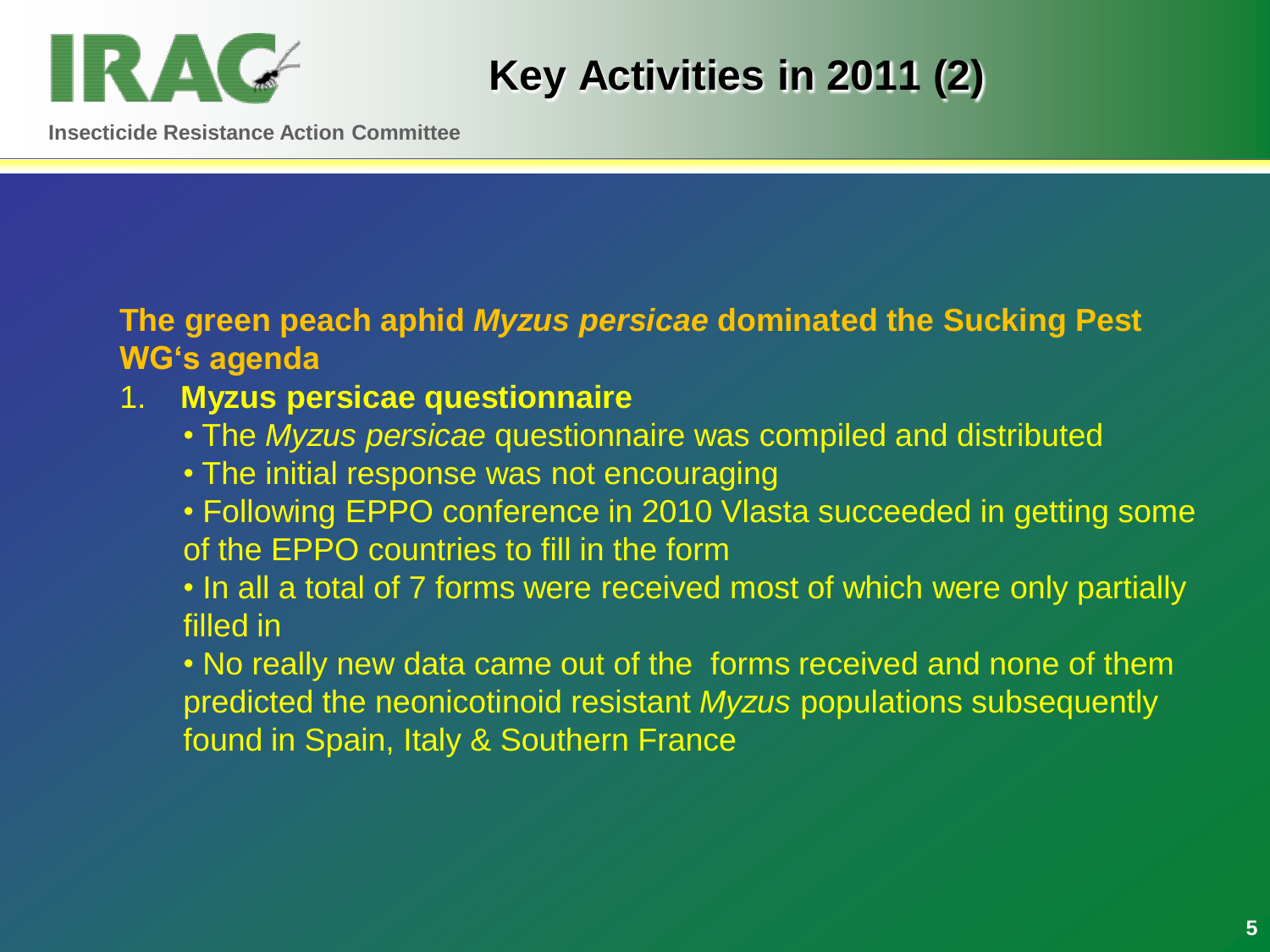# Key Activities in 2011 (2)

**The green peach aphid *Myzus persicae* dominated the Sucking Pest WG's agenda**

1. **Myzus persicae questionnaire**
   - The *Myzus persicae* questionnaire was compiled and distributed
   - The initial response was not encouraging
   - Following EPPO conference in 2010 Vlasta succeeded in getting some of the EPPO countries to fill in the form
   - In all a total of 7 forms were received most of which were only partially filled in
   - No really new data came out of the forms received and none of them predicted the neonicotinoid resistant *Myzus* populations subsequently found in Spain, Italy & Southern France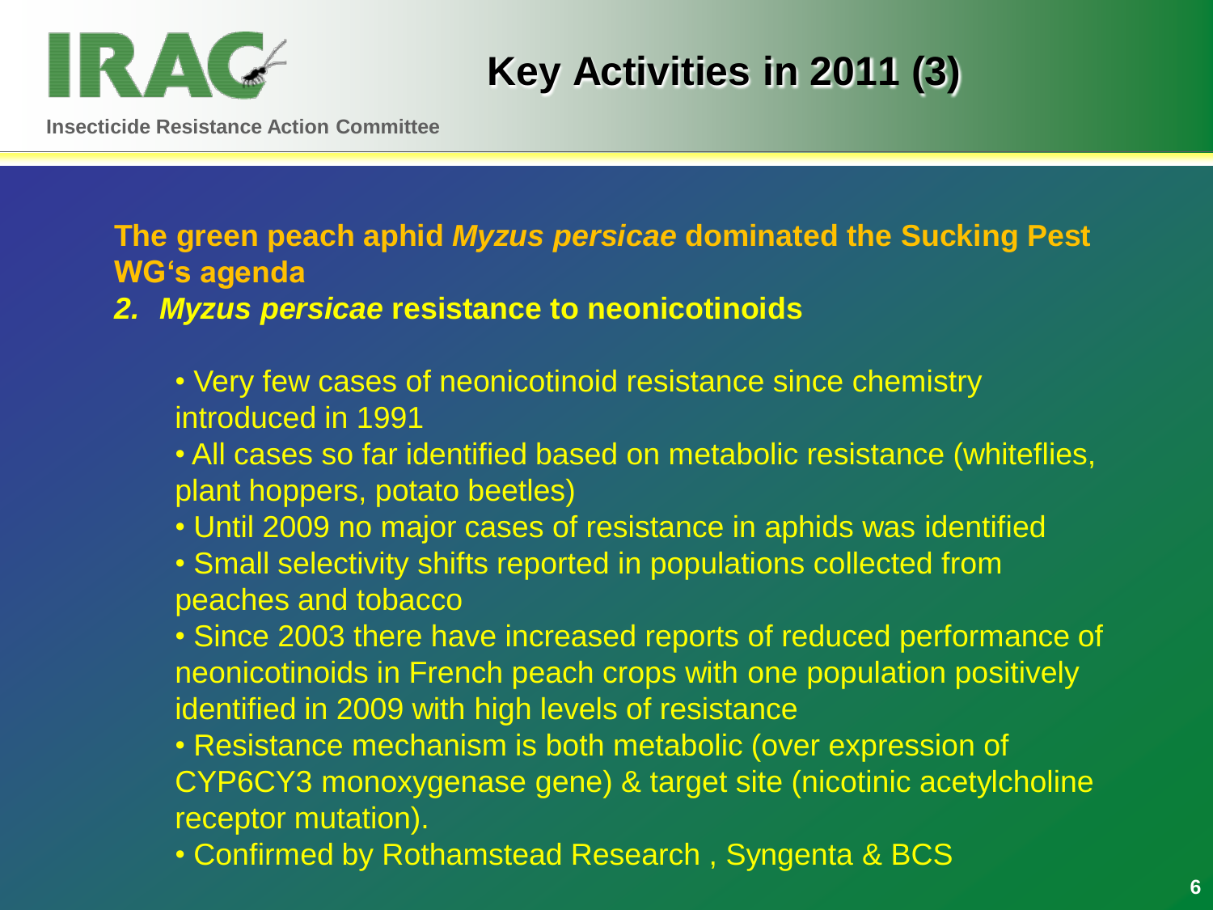# Key Activities in 2011 (3)

**The green peach aphid *Myzus persicae* dominated the Sucking Pest WG's agenda**

***2. Myzus persicae* resistance to neonicotinoids**

- Very few cases of neonicotinoid resistance since chemistry introduced in 1991
- All cases so far identified based on metabolic resistance (whiteflies, plant hoppers, potato beetles)
- Until 2009 no major cases of resistance in aphids was identified
- Small selectivity shifts reported in populations collected from peaches and tobacco
- Since 2003 there have increased reports of reduced performance of neonicotinoids in French peach crops with one population positively identified in 2009 with high levels of resistance
- Resistance mechanism is both metabolic (over expression of CYP6CY3 monoxygenase gene) & target site (nicotinic acetylcholine receptor mutation).
- Confirmed by Rothamstead Research , Syngenta & BCS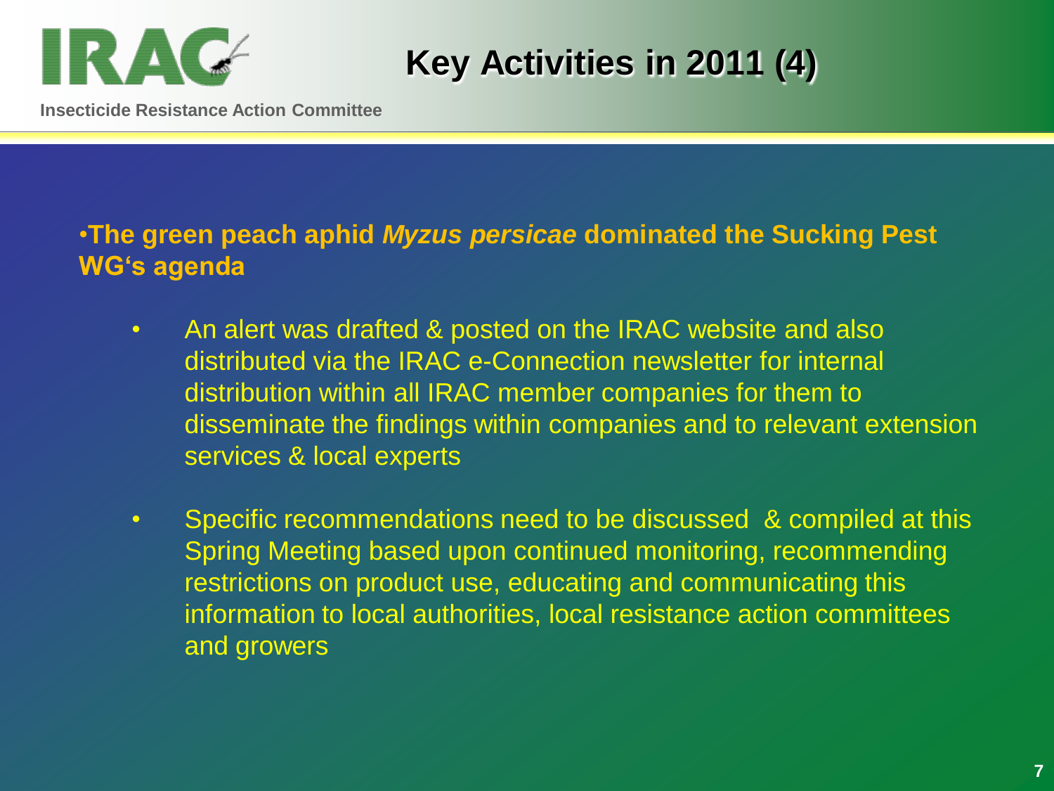# Key Activities in 2011 (4)

- **The green peach aphid *Myzus persicae* dominated the Sucking Pest WG's agenda**
  - An alert was drafted & posted on the IRAC website and also distributed via the IRAC e-Connection newsletter for internal distribution within all IRAC member companies for them to disseminate the findings within companies and to relevant extension services & local experts
  - Specific recommendations need to be discussed & compiled at this Spring Meeting based upon continued monitoring, recommending restrictions on product use, educating and communicating this information to local authorities, local resistance action committees and growers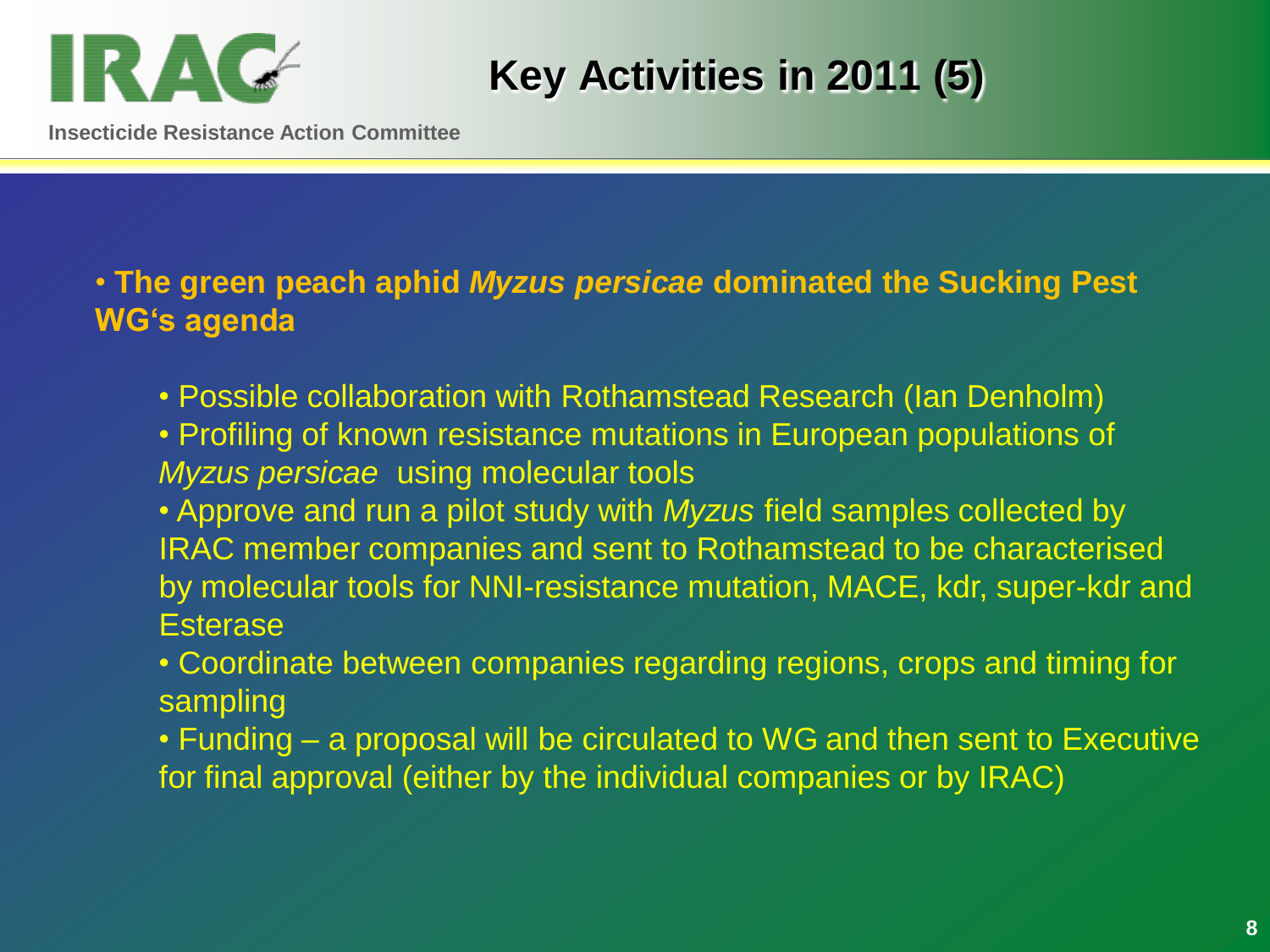# Key Activities in 2011 (5)

- **The green peach aphid *Myzus persicae* dominated the Sucking Pest WG's agenda**
  - Possible collaboration with Rothamstead Research (Ian Denholm)
  - Profiling of known resistance mutations in European populations of *Myzus persicae* using molecular tools
  - Approve and run a pilot study with *Myzus* field samples collected by IRAC member companies and sent to Rothamstead to be characterised by molecular tools for NNI-resistance mutation, MACE, kdr, super-kdr and Esterase
  - Coordinate between companies regarding regions, crops and timing for sampling
  - Funding – a proposal will be circulated to WG and then sent to Executive for final approval (either by the individual companies or by IRAC)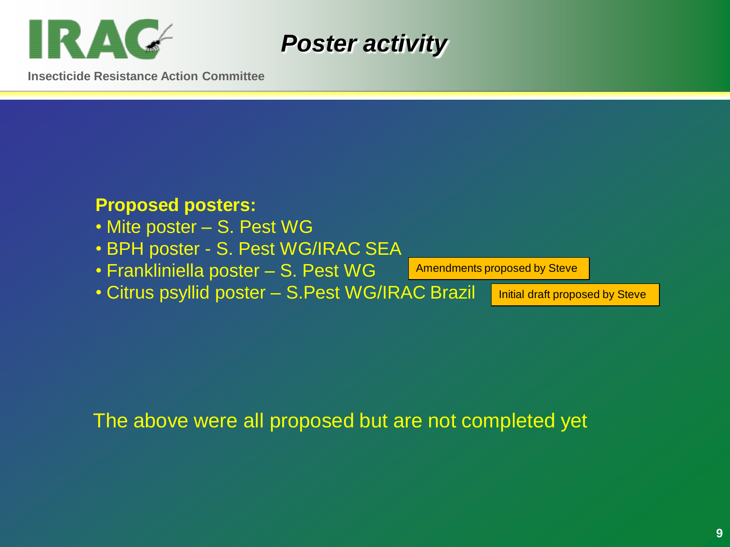# Poster activity

**Proposed posters:**

- Mite poster – S. Pest WG
- BPH poster - S. Pest WG/IRAC SEA
- Frankliniella poster – S. Pest WG — Amendments proposed by Steve
- Citrus psyllid poster – S.Pest WG/IRAC Brazil — Initial draft proposed by Steve

The above were all proposed but are not completed yet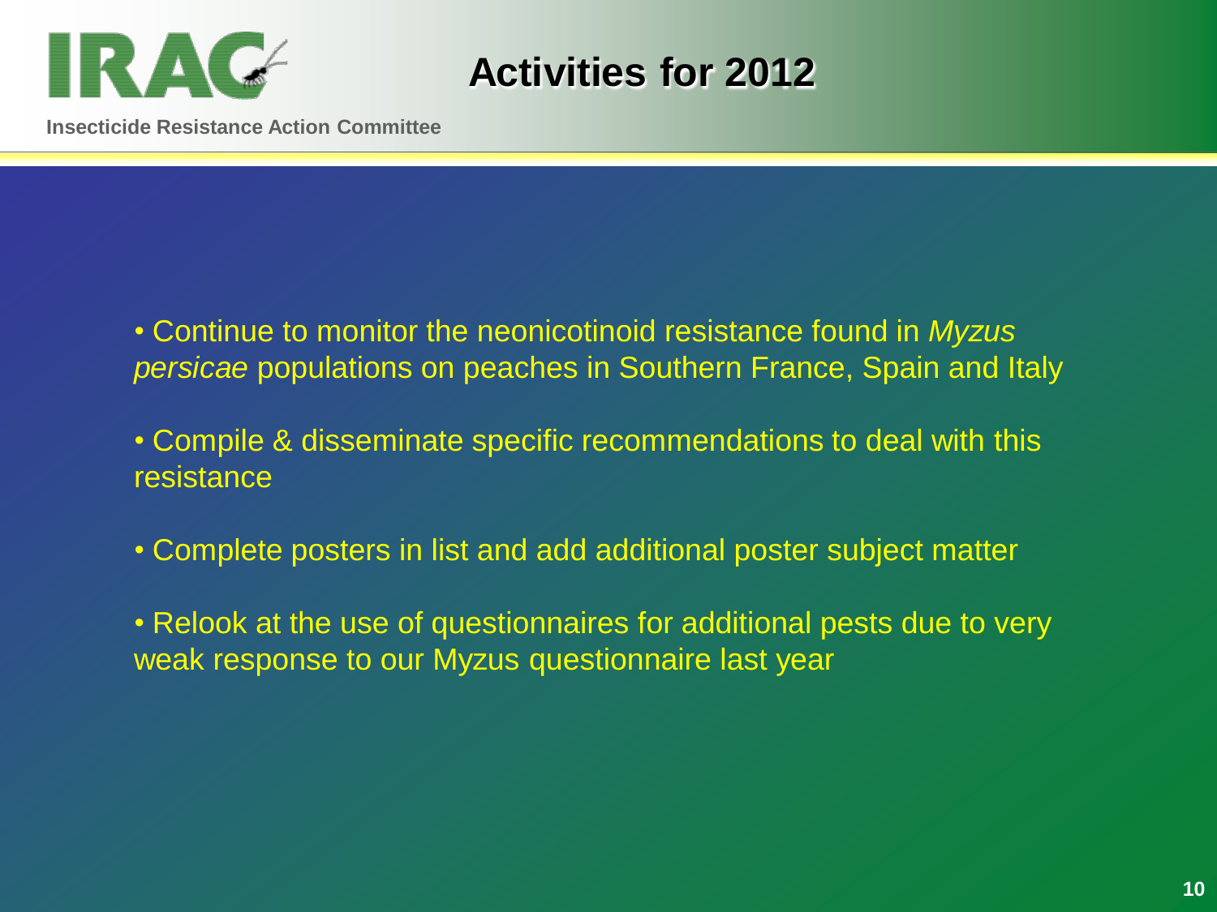# Activities for 2012

- Continue to monitor the neonicotinoid resistance found in *Myzus persicae* populations on peaches in Southern France, Spain and Italy
- Compile & disseminate specific recommendations to deal with this resistance
- Complete posters in list and add additional poster subject matter
- Relook at the use of questionnaires for additional pests due to very weak response to our Myzus questionnaire last year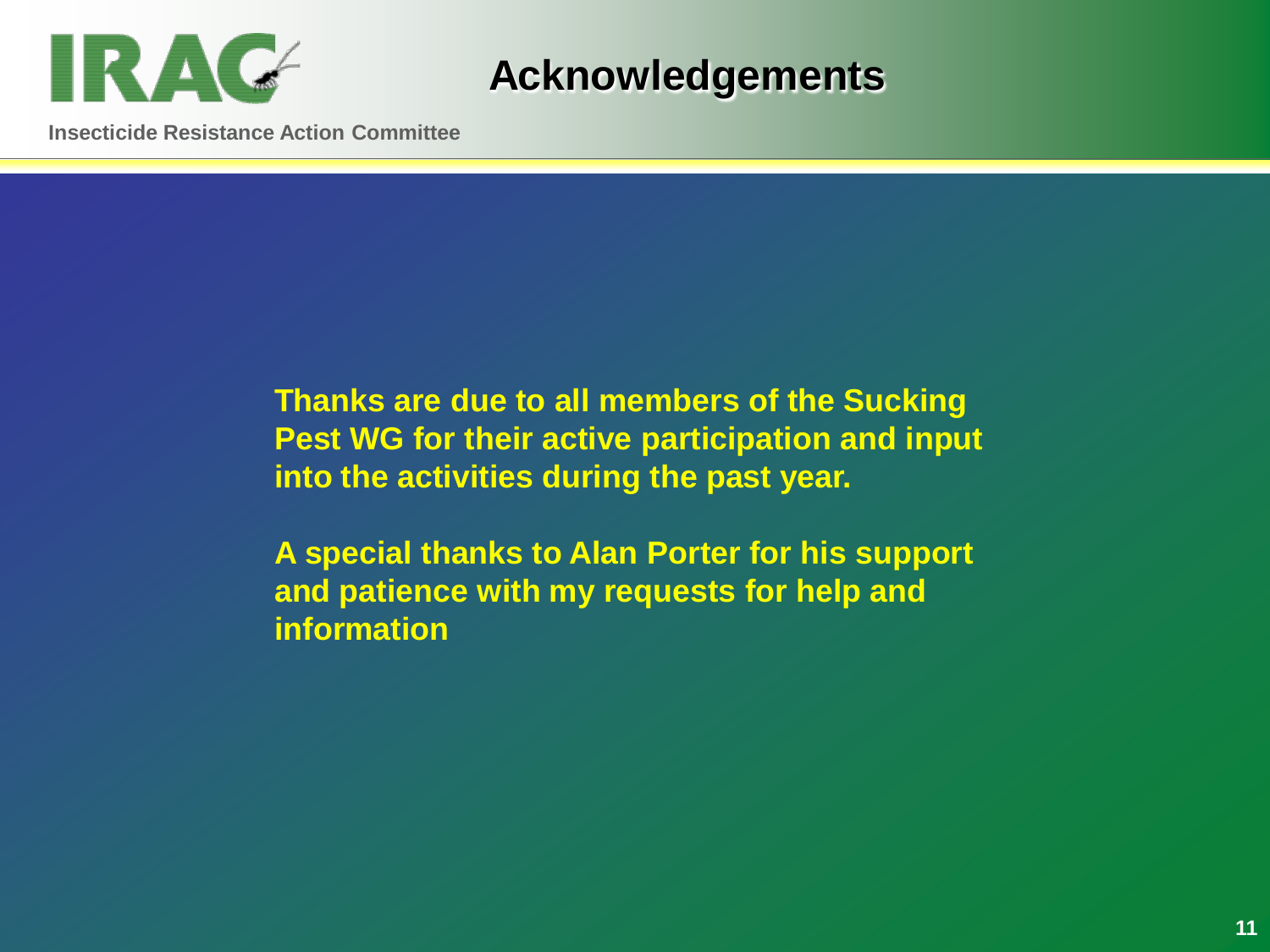IRAC

Insecticide Resistance Action Committee

# Acknowledgements

**Thanks are due to all members of the Sucking Pest WG for their active participation and input into the activities during the past year.**

**A special thanks to Alan Porter for his support and patience with my requests for help and information**